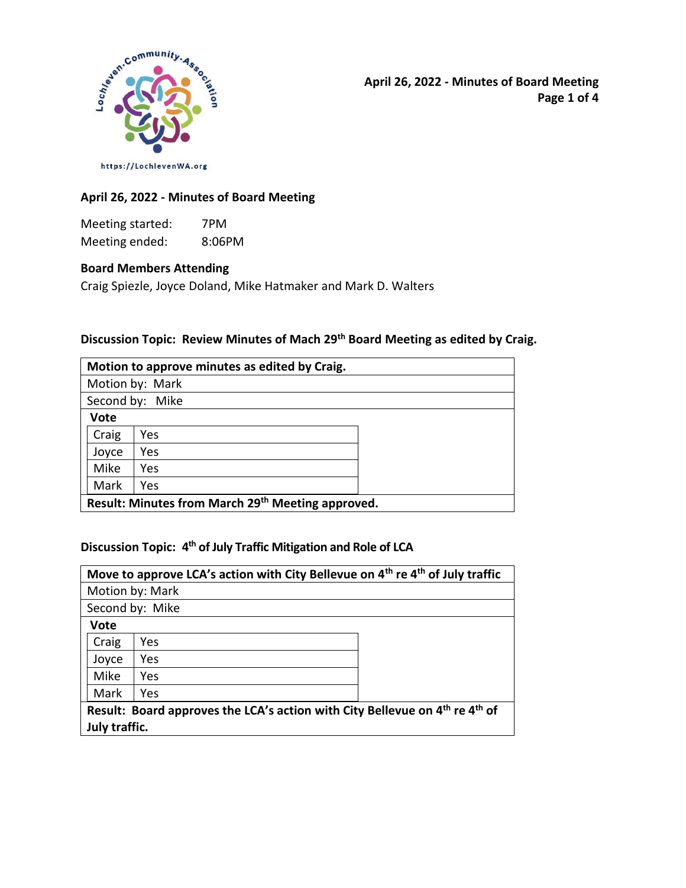## April 26, 2022 - Minutes of Board Meeting

Meeting started: 7PM
Meeting ended: 8:06PM

### Board Members Attending

Craig Spiezle, Joyce Doland, Mike Hatmaker and Mark D. Walters

### Discussion Topic: Review Minutes of Mach 29th Board Meeting as edited by Craig.

| **Motion to approve minutes as edited by Craig.** | |
|---|---|
| Motion by: Mark | |
| Second by: Mike | |
| **Vote** | |
| Craig | Yes |
| Joyce | Yes |
| Mike | Yes |
| Mark | Yes |
| **Result: Minutes from March 29th Meeting approved.** | |

### Discussion Topic: 4th of July Traffic Mitigation and Role of LCA

| **Move to approve LCA's action with City Bellevue on 4th re 4th of July traffic** | |
|---|---|
| Motion by: Mark | |
| Second by: Mike | |
| **Vote** | |
| Craig | Yes |
| Joyce | Yes |
| Mike | Yes |
| Mark | Yes |
| **Result: Board approves the LCA's action with City Bellevue on 4th re 4th of July traffic.** | |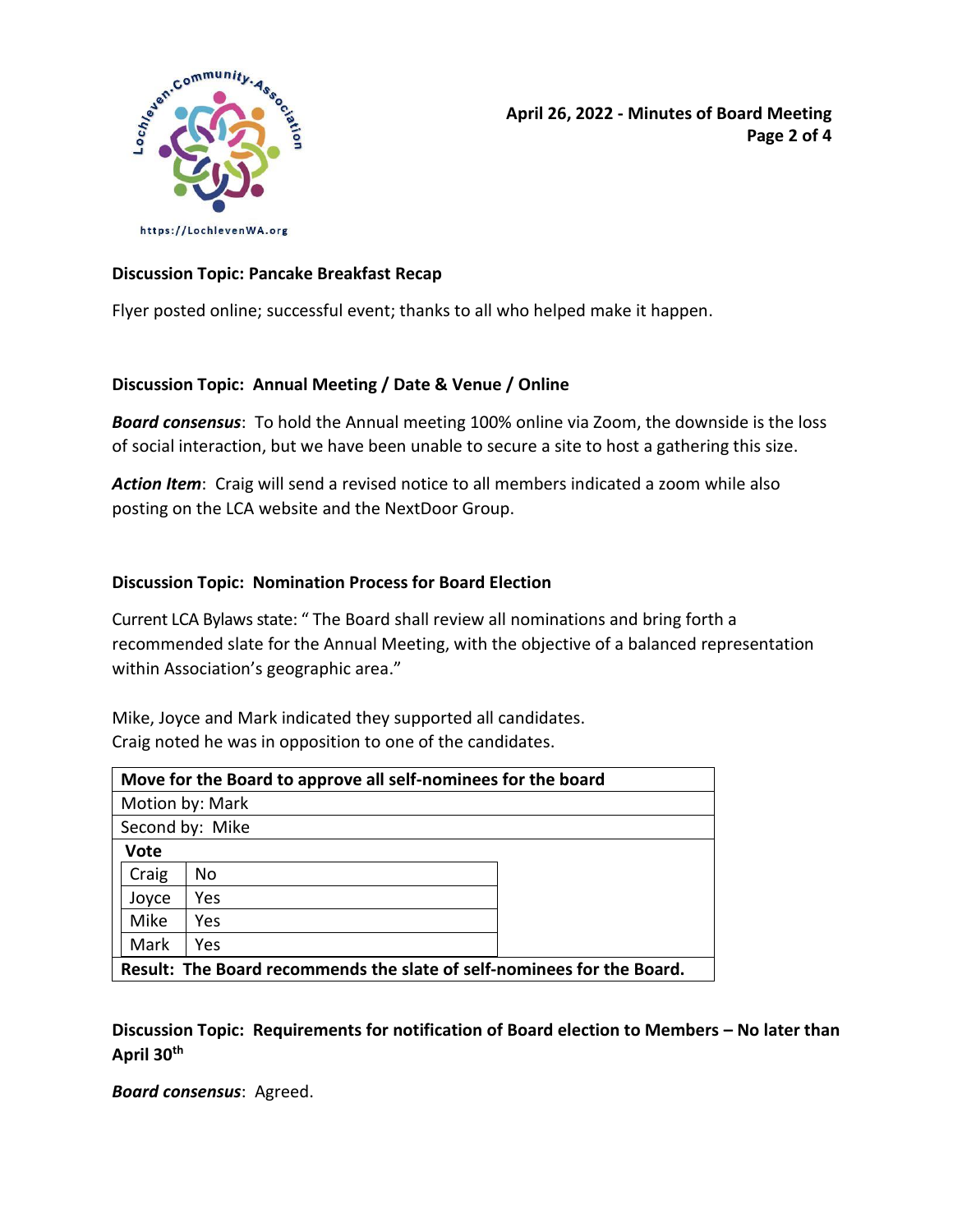**Discussion Topic: Pancake Breakfast Recap**

Flyer posted online; successful event; thanks to all who helped make it happen.

**Discussion Topic: Annual Meeting / Date & Venue / Online**

***Board consensus***: To hold the Annual meeting 100% online via Zoom, the downside is the loss of social interaction, but we have been unable to secure a site to host a gathering this size.

***Action Item***: Craig will send a revised notice to all members indicated a zoom while also posting on the LCA website and the NextDoor Group.

**Discussion Topic: Nomination Process for Board Election**

Current LCA Bylaws state: " The Board shall review all nominations and bring forth a recommended slate for the Annual Meeting, with the objective of a balanced representation within Association's geographic area."

Mike, Joyce and Mark indicated they supported all candidates.
Craig noted he was in opposition to one of the candidates.

| **Move for the Board to approve all self-nominees for the board** | |
|---|---|
| Motion by: Mark | |
| Second by: Mike | |
| **Vote** | |
| Craig | No |
| Joyce | Yes |
| Mike | Yes |
| Mark | Yes |
| **Result: The Board recommends the slate of self-nominees for the Board.** | |

**Discussion Topic: Requirements for notification of Board election to Members – No later than April 30th**

***Board consensus***: Agreed.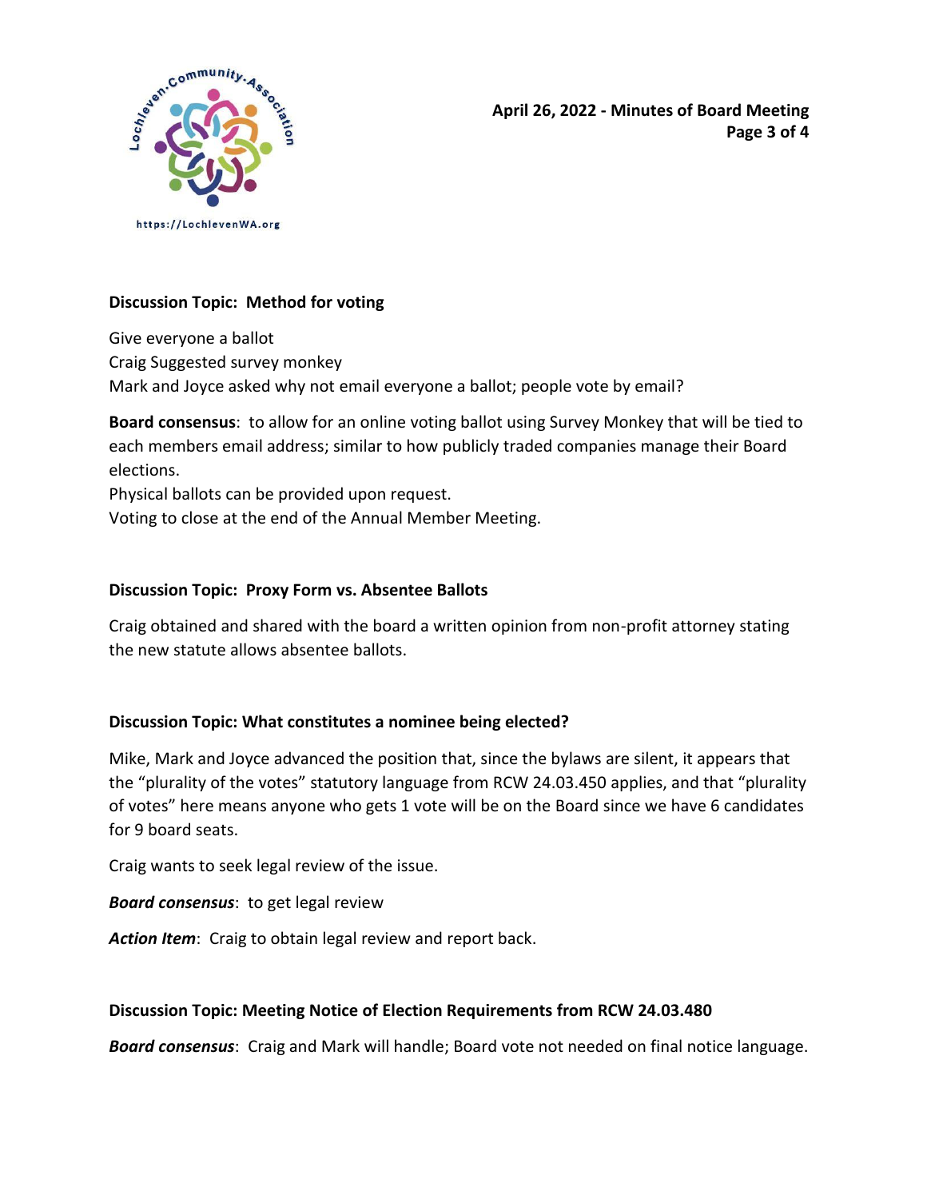**Discussion Topic: Method for voting**

Give everyone a ballot
Craig Suggested survey monkey
Mark and Joyce asked why not email everyone a ballot; people vote by email?

**Board consensus**: to allow for an online voting ballot using Survey Monkey that will be tied to each members email address; similar to how publicly traded companies manage their Board elections.
Physical ballots can be provided upon request.
Voting to close at the end of the Annual Member Meeting.

**Discussion Topic: Proxy Form vs. Absentee Ballots**

Craig obtained and shared with the board a written opinion from non-profit attorney stating the new statute allows absentee ballots.

**Discussion Topic: What constitutes a nominee being elected?**

Mike, Mark and Joyce advanced the position that, since the bylaws are silent, it appears that the "plurality of the votes" statutory language from RCW 24.03.450 applies, and that "plurality of votes" here means anyone who gets 1 vote will be on the Board since we have 6 candidates for 9 board seats.

Craig wants to seek legal review of the issue.

***Board consensus***: to get legal review

***Action Item***: Craig to obtain legal review and report back.

**Discussion Topic: Meeting Notice of Election Requirements from RCW 24.03.480**

***Board consensus***: Craig and Mark will handle; Board vote not needed on final notice language.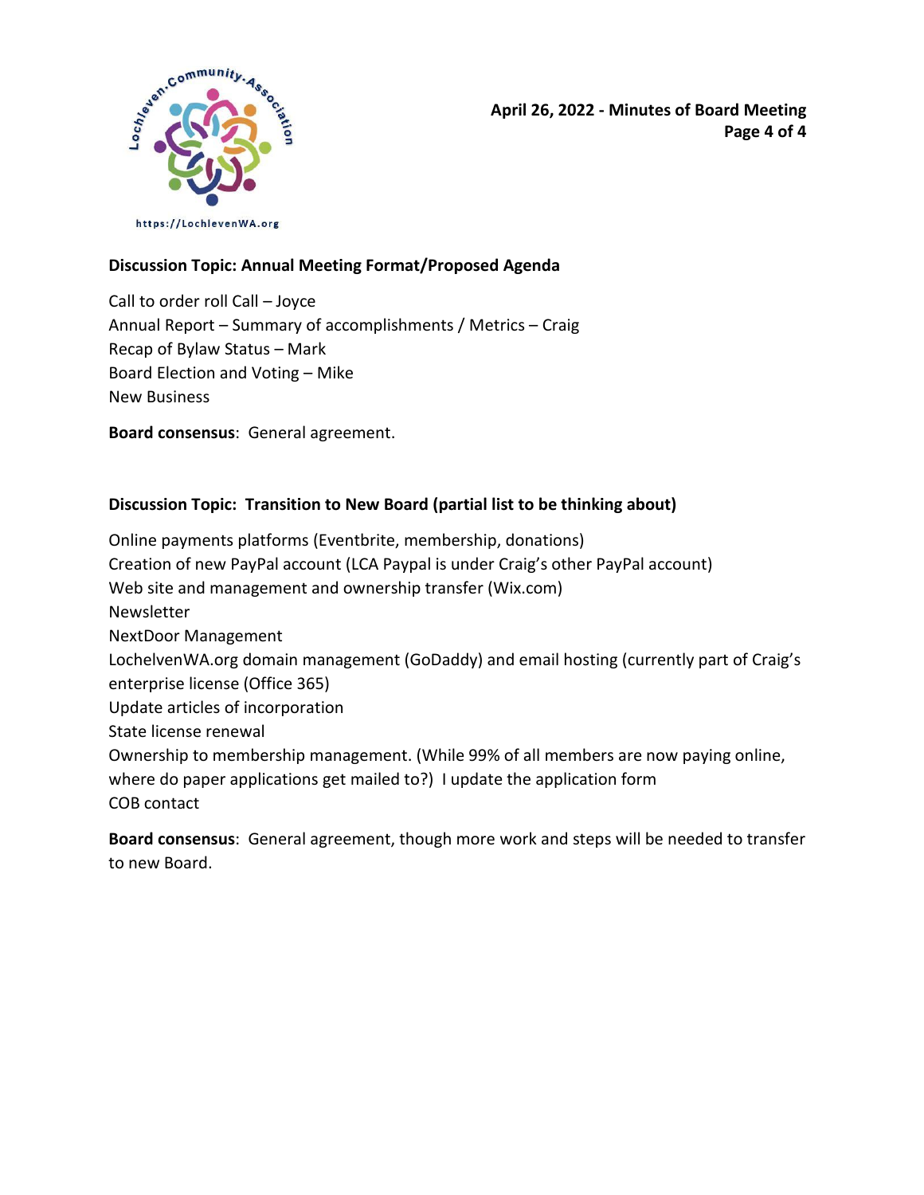**Discussion Topic: Annual Meeting Format/Proposed Agenda**

Call to order roll Call – Joyce
Annual Report – Summary of accomplishments / Metrics – Craig
Recap of Bylaw Status – Mark
Board Election and Voting – Mike
New Business

**Board consensus**: General agreement.

**Discussion Topic: Transition to New Board (partial list to be thinking about)**

Online payments platforms (Eventbrite, membership, donations)
Creation of new PayPal account (LCA Paypal is under Craig's other PayPal account)
Web site and management and ownership transfer (Wix.com)
Newsletter
NextDoor Management
LochelvenWA.org domain management (GoDaddy) and email hosting (currently part of Craig's enterprise license (Office 365)
Update articles of incorporation
State license renewal
Ownership to membership management. (While 99% of all members are now paying online, where do paper applications get mailed to?) I update the application form
COB contact

**Board consensus**: General agreement, though more work and steps will be needed to transfer to new Board.